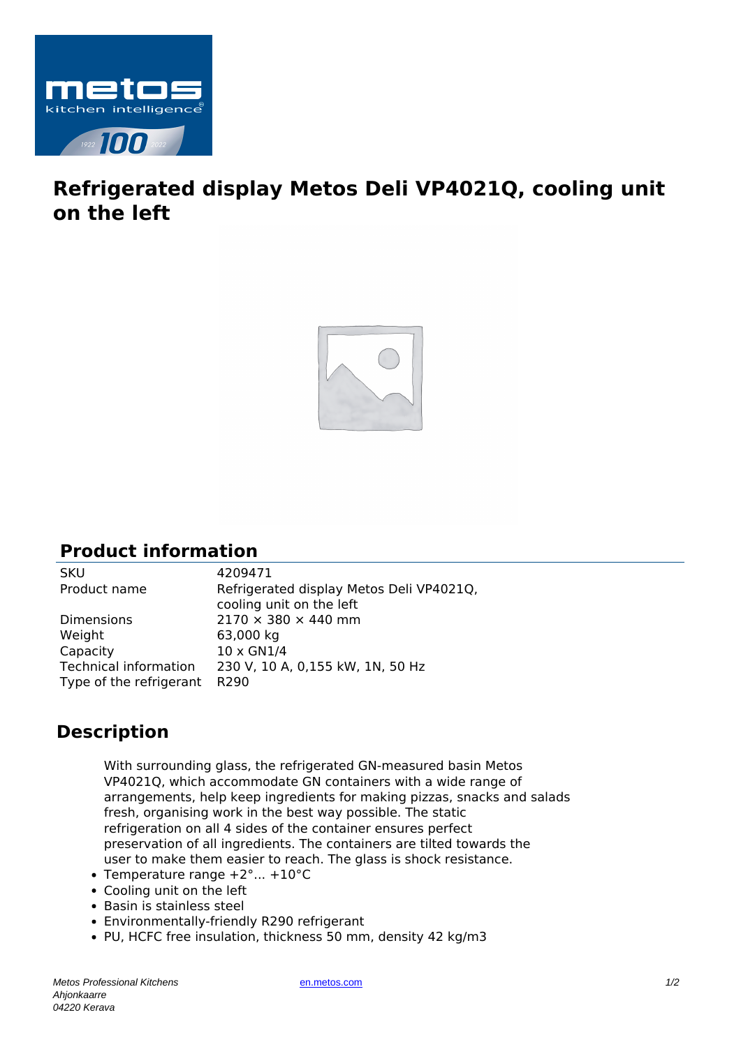# Refrigerated display Metos Deli VP4021Q, cooling unit on the left

## Product information

| | |
|---|---|
| SKU | 4209471 |
| Product name | Refrigerated display Metos Deli VP4021Q, cooling unit on the left |
| Dimensions | 2170 × 380 × 440 mm |
| Weight | 63,000 kg |
| Capacity | 10 x GN1/4 |
| Technical information | 230 V, 10 A, 0,155 kW, 1N, 50 Hz |
| Type of the refrigerant | R290 |

## Description

With surrounding glass, the refrigerated GN-measured basin Metos VP4021Q, which accommodate GN containers with a wide range of arrangements, help keep ingredients for making pizzas, snacks and salads fresh, organising work in the best way possible. The static refrigeration on all 4 sides of the container ensures perfect preservation of all ingredients. The containers are tilted towards the user to make them easier to reach. The glass is shock resistance.

- Temperature range +2°... +10°C
- Cooling unit on the left
- Basin is stainless steel
- Environmentally-friendly R290 refrigerant
- PU, HCFC free insulation, thickness 50 mm, density 42 kg/m3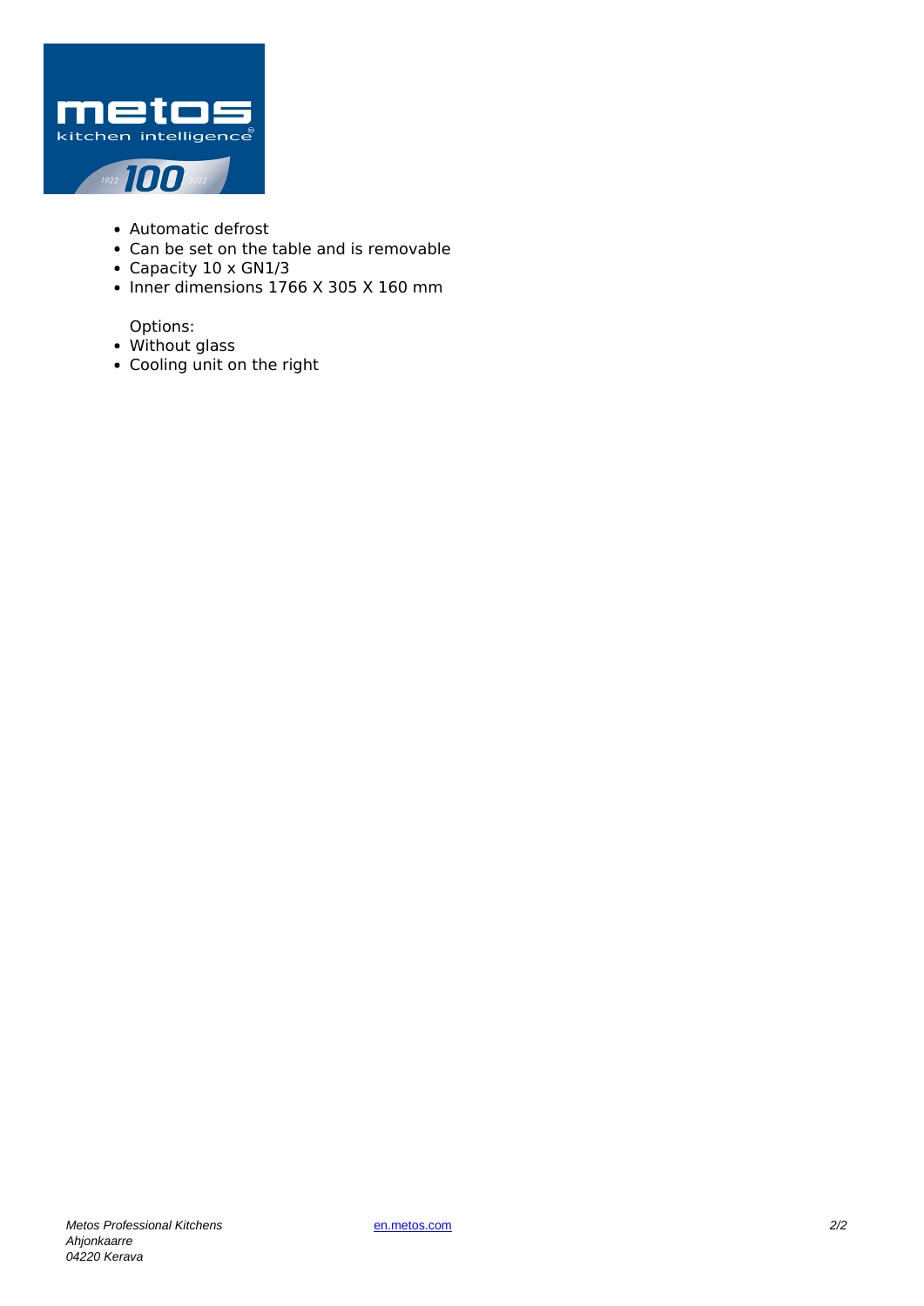- Automatic defrost
- Can be set on the table and is removable
- Capacity 10 x GN1/3
- Inner dimensions 1766 X 305 X 160 mm

Options:

- Without glass
- Cooling unit on the right